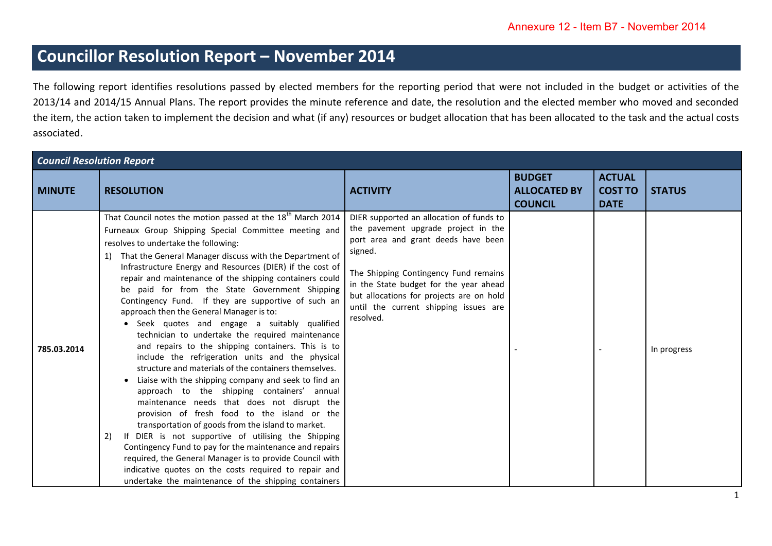Annexure 12 - Item B7 - November 2014

# Councillor Resolution Report – November 2014

The following report identifies resolutions passed by elected members for the reporting period that were not included in the budget or activities of the 2013/14 and 2014/15 Annual Plans. The report provides the minute reference and date, the resolution and the elected member who moved and seconded the item, the action taken to implement the decision and what (if any) resources or budget allocation that has been allocated to the task and the actual costs associated.

| ***Council Resolution Report*** | | | | | |
|---|---|---|---|---|---|
| **MINUTE** | **RESOLUTION** | **ACTIVITY** | **BUDGET ALLOCATED BY COUNCIL** | **ACTUAL COST TO DATE** | **STATUS** |
| 785.03.2014 | That Council notes the motion passed at the 18th March 2014 Furneaux Group Shipping Special Committee meeting and resolves to undertake the following:<br>1) That the General Manager discuss with the Department of Infrastructure Energy and Resources (DIER) if the cost of repair and maintenance of the shipping containers could be paid for from the State Government Shipping Contingency Fund. If they are supportive of such an approach then the General Manager is to:<br>• Seek quotes and engage a suitably qualified technician to undertake the required maintenance and repairs to the shipping containers. This is to include the refrigeration units and the physical structure and materials of the containers themselves.<br>• Liaise with the shipping company and seek to find an approach to the shipping containers' annual maintenance needs that does not disrupt the provision of fresh food to the island or the transportation of goods from the island to market.<br>2) If DIER is not supportive of utilising the Shipping Contingency Fund to pay for the maintenance and repairs required, the General Manager is to provide Council with indicative quotes on the costs required to repair and undertake the maintenance of the shipping containers | DIER supported an allocation of funds to the pavement upgrade project in the port area and grant deeds have been signed.<br><br>The Shipping Contingency Fund remains in the State budget for the year ahead but allocations for projects are on hold until the current shipping issues are resolved. | - | - | In progress |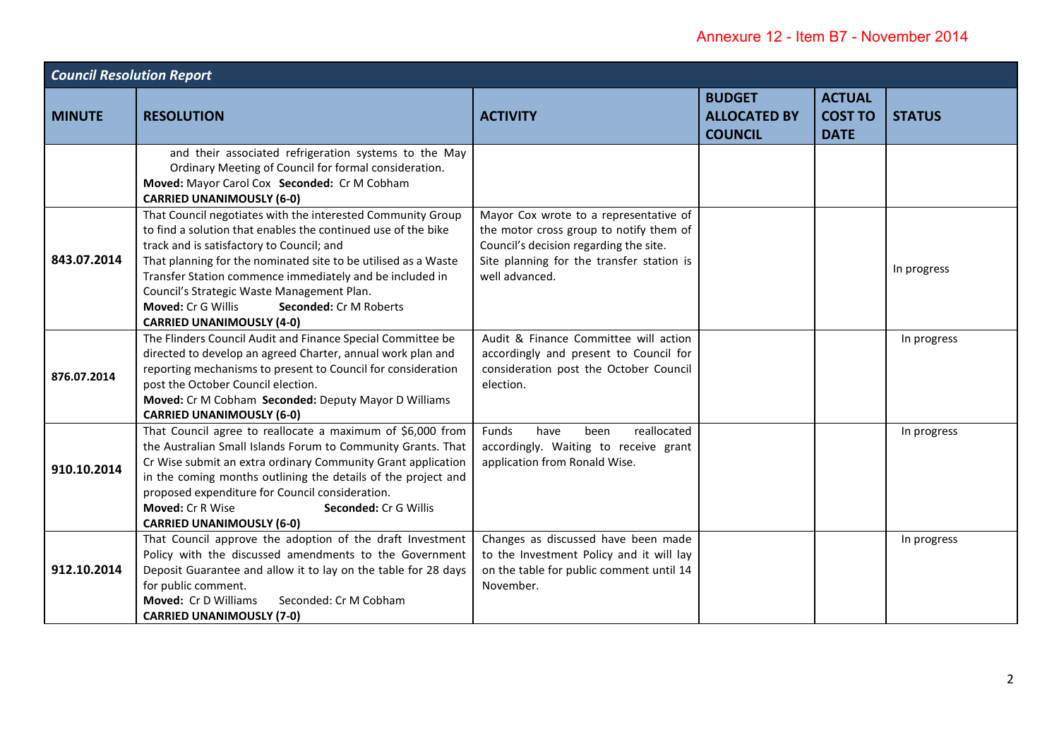Annexure 12 - Item B7 - November 2014

| *Council Resolution Report* | | | | | |
|---|---|---|---|---|---|
| **MINUTE** | **RESOLUTION** | **ACTIVITY** | **BUDGET ALLOCATED BY COUNCIL** | **ACTUAL COST TO DATE** | **STATUS** |
| | and their associated refrigeration systems to the May Ordinary Meeting of Council for formal consideration. **Moved:** Mayor Carol Cox **Seconded:** Cr M Cobham **CARRIED UNANIMOUSLY (6-0)** | | | | |
| **843.07.2014** | That Council negotiates with the interested Community Group to find a solution that enables the continued use of the bike track and is satisfactory to Council; and That planning for the nominated site to be utilised as a Waste Transfer Station commence immediately and be included in Council's Strategic Waste Management Plan. **Moved:** Cr G Willis **Seconded:** Cr M Roberts **CARRIED UNANIMOUSLY (4-0)** | Mayor Cox wrote to a representative of the motor cross group to notify them of Council's decision regarding the site. Site planning for the transfer station is well advanced. | | | In progress |
| **876.07.2014** | The Flinders Council Audit and Finance Special Committee be directed to develop an agreed Charter, annual work plan and reporting mechanisms to present to Council for consideration post the October Council election. **Moved:** Cr M Cobham **Seconded:** Deputy Mayor D Williams **CARRIED UNANIMOUSLY (6-0)** | Audit & Finance Committee will action accordingly and present to Council for consideration post the October Council election. | | | In progress |
| **910.10.2014** | That Council agree to reallocate a maximum of $6,000 from the Australian Small Islands Forum to Community Grants. That Cr Wise submit an extra ordinary Community Grant application in the coming months outlining the details of the project and proposed expenditure for Council consideration. **Moved:** Cr R Wise **Seconded:** Cr G Willis **CARRIED UNANIMOUSLY (6-0)** | Funds have been reallocated accordingly. Waiting to receive grant application from Ronald Wise. | | | In progress |
| **912.10.2014** | That Council approve the adoption of the draft Investment Policy with the discussed amendments to the Government Deposit Guarantee and allow it to lay on the table for 28 days for public comment. **Moved:** Cr D Williams Seconded: Cr M Cobham **CARRIED UNANIMOUSLY (7-0)** | Changes as discussed have been made to the Investment Policy and it will lay on the table for public comment until 14 November. | | | In progress |